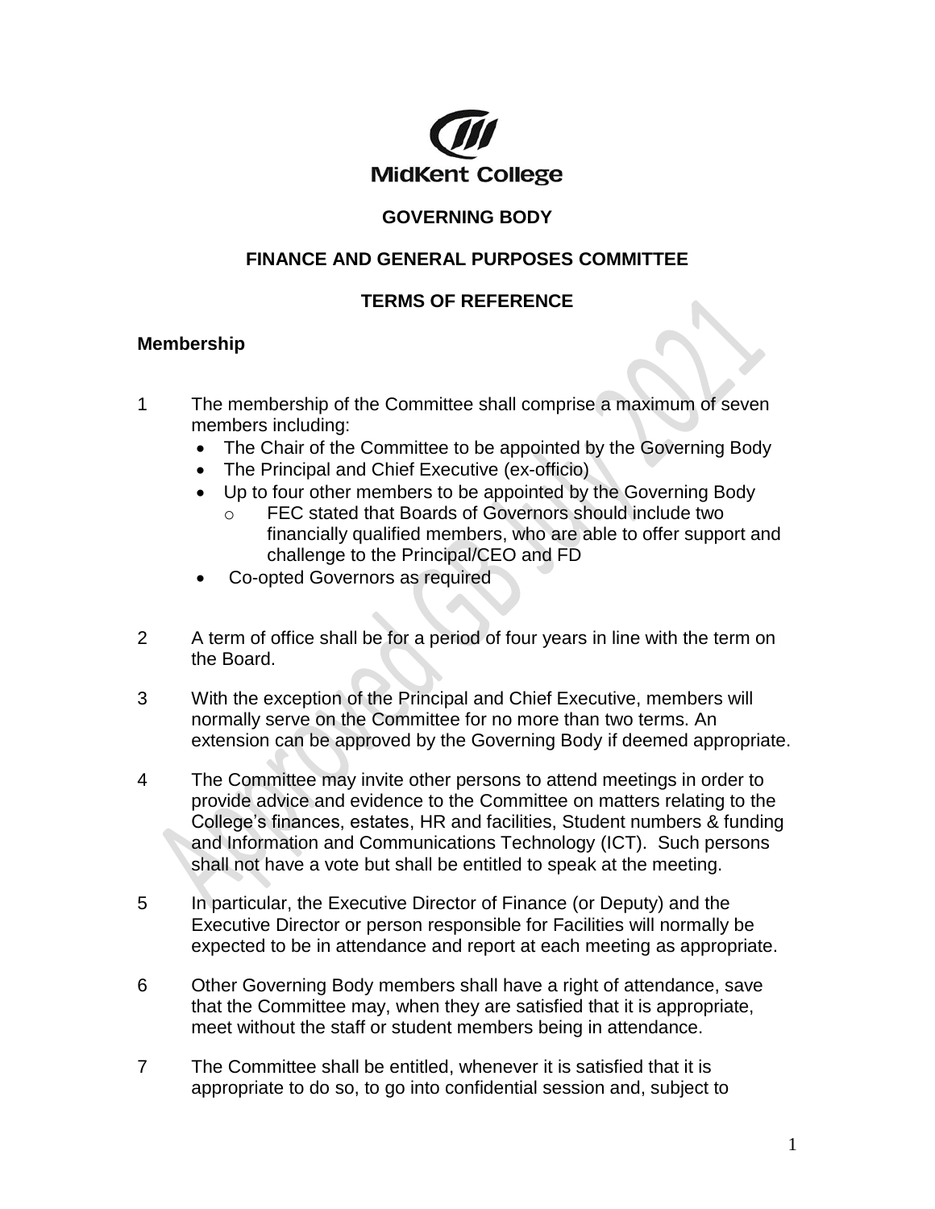MidKent College

**GOVERNING BODY**

**FINANCE AND GENERAL PURPOSES COMMITTEE**

**TERMS OF REFERENCE**

## Membership

1. The membership of the Committee shall comprise a maximum of seven members including:
   - The Chair of the Committee to be appointed by the Governing Body
   - The Principal and Chief Executive (ex-officio)
   - Up to four other members to be appointed by the Governing Body
     - FEC stated that Boards of Governors should include two financially qualified members, who are able to offer support and challenge to the Principal/CEO and FD
   - Co-opted Governors as required

2. A term of office shall be for a period of four years in line with the term on the Board.

3. With the exception of the Principal and Chief Executive, members will normally serve on the Committee for no more than two terms. An extension can be approved by the Governing Body if deemed appropriate.

4. The Committee may invite other persons to attend meetings in order to provide advice and evidence to the Committee on matters relating to the College's finances, estates, HR and facilities, Student numbers & funding and Information and Communications Technology (ICT). Such persons shall not have a vote but shall be entitled to speak at the meeting.

5. In particular, the Executive Director of Finance (or Deputy) and the Executive Director or person responsible for Facilities will normally be expected to be in attendance and report at each meeting as appropriate.

6. Other Governing Body members shall have a right of attendance, save that the Committee may, when they are satisfied that it is appropriate, meet without the staff or student members being in attendance.

7. The Committee shall be entitled, whenever it is satisfied that it is appropriate to do so, to go into confidential session and, subject to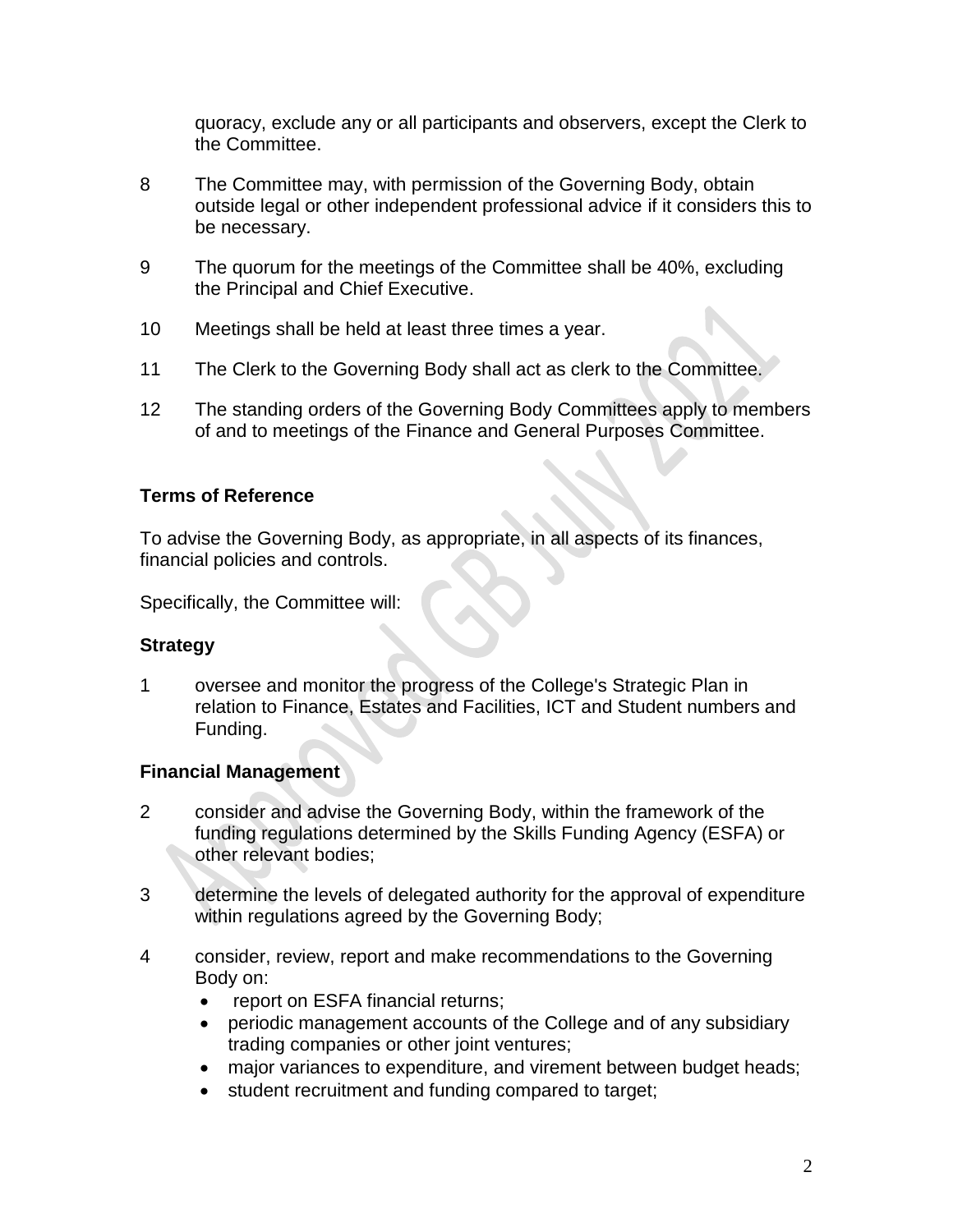quoracy, exclude any or all participants and observers, except the Clerk to the Committee.

8 The Committee may, with permission of the Governing Body, obtain outside legal or other independent professional advice if it considers this to be necessary.

9 The quorum for the meetings of the Committee shall be 40%, excluding the Principal and Chief Executive.

10 Meetings shall be held at least three times a year.

11 The Clerk to the Governing Body shall act as clerk to the Committee.

12 The standing orders of the Governing Body Committees apply to members of and to meetings of the Finance and General Purposes Committee.

**Terms of Reference**

To advise the Governing Body, as appropriate, in all aspects of its finances, financial policies and controls.

Specifically, the Committee will:

**Strategy**

1 oversee and monitor the progress of the College's Strategic Plan in relation to Finance, Estates and Facilities, ICT and Student numbers and Funding.

**Financial Management**

2 consider and advise the Governing Body, within the framework of the funding regulations determined by the Skills Funding Agency (ESFA) or other relevant bodies;

3 determine the levels of delegated authority for the approval of expenditure within regulations agreed by the Governing Body;

4 consider, review, report and make recommendations to the Governing Body on:
   - report on ESFA financial returns;
   - periodic management accounts of the College and of any subsidiary trading companies or other joint ventures;
   - major variances to expenditure, and virement between budget heads;
   - student recruitment and funding compared to target;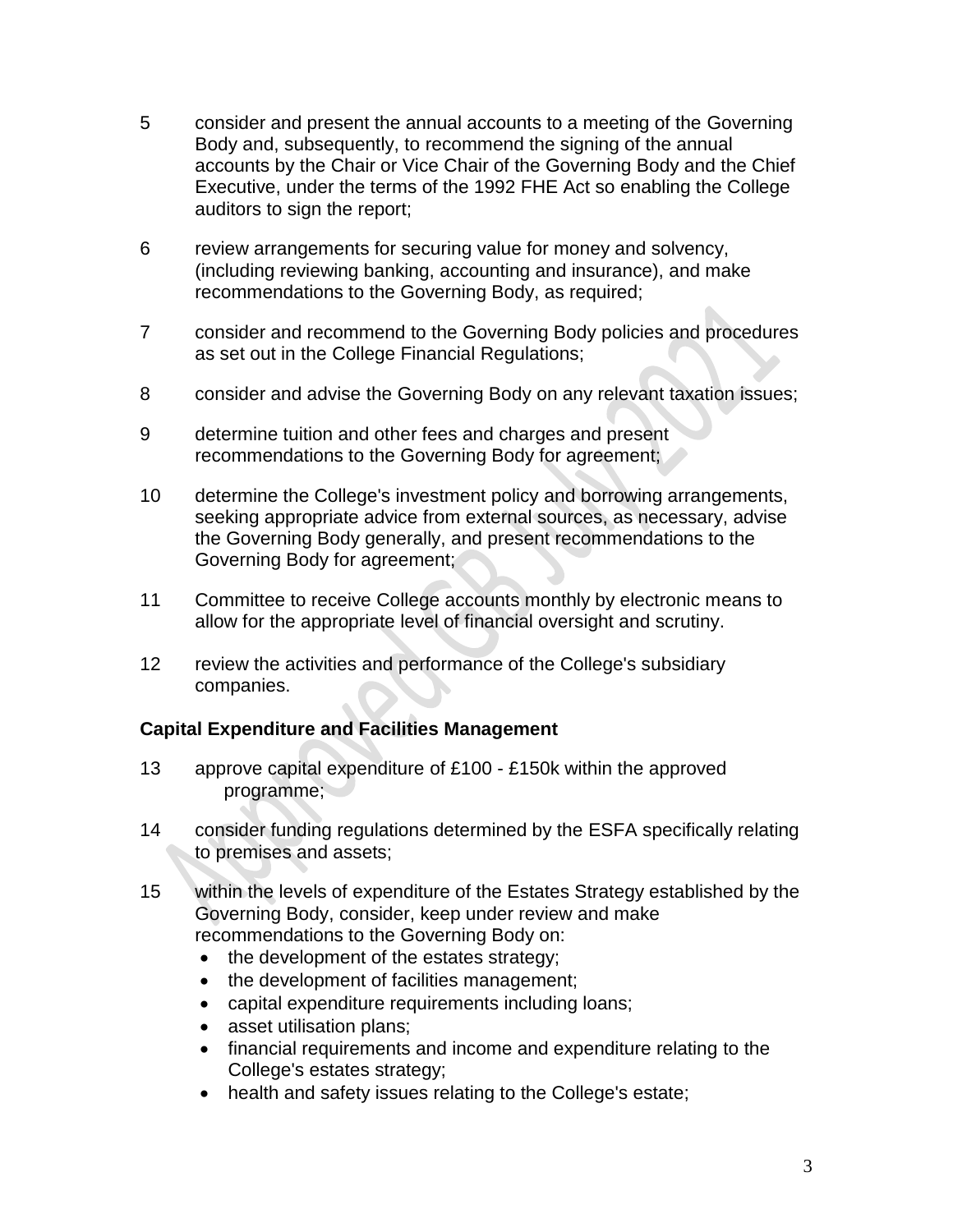5 consider and present the annual accounts to a meeting of the Governing Body and, subsequently, to recommend the signing of the annual accounts by the Chair or Vice Chair of the Governing Body and the Chief Executive, under the terms of the 1992 FHE Act so enabling the College auditors to sign the report;

6 review arrangements for securing value for money and solvency, (including reviewing banking, accounting and insurance), and make recommendations to the Governing Body, as required;

7 consider and recommend to the Governing Body policies and procedures as set out in the College Financial Regulations;

8 consider and advise the Governing Body on any relevant taxation issues;

9 determine tuition and other fees and charges and present recommendations to the Governing Body for agreement;

10 determine the College's investment policy and borrowing arrangements, seeking appropriate advice from external sources, as necessary, advise the Governing Body generally, and present recommendations to the Governing Body for agreement;

11 Committee to receive College accounts monthly by electronic means to allow for the appropriate level of financial oversight and scrutiny.

12 review the activities and performance of the College's subsidiary companies.

**Capital Expenditure and Facilities Management**

13 approve capital expenditure of £100 - £150k within the approved programme;

14 consider funding regulations determined by the ESFA specifically relating to premises and assets;

15 within the levels of expenditure of the Estates Strategy established by the Governing Body, consider, keep under review and make recommendations to the Governing Body on:

- the development of the estates strategy;
- the development of facilities management;
- capital expenditure requirements including loans;
- asset utilisation plans;
- financial requirements and income and expenditure relating to the College's estates strategy;
- health and safety issues relating to the College's estate;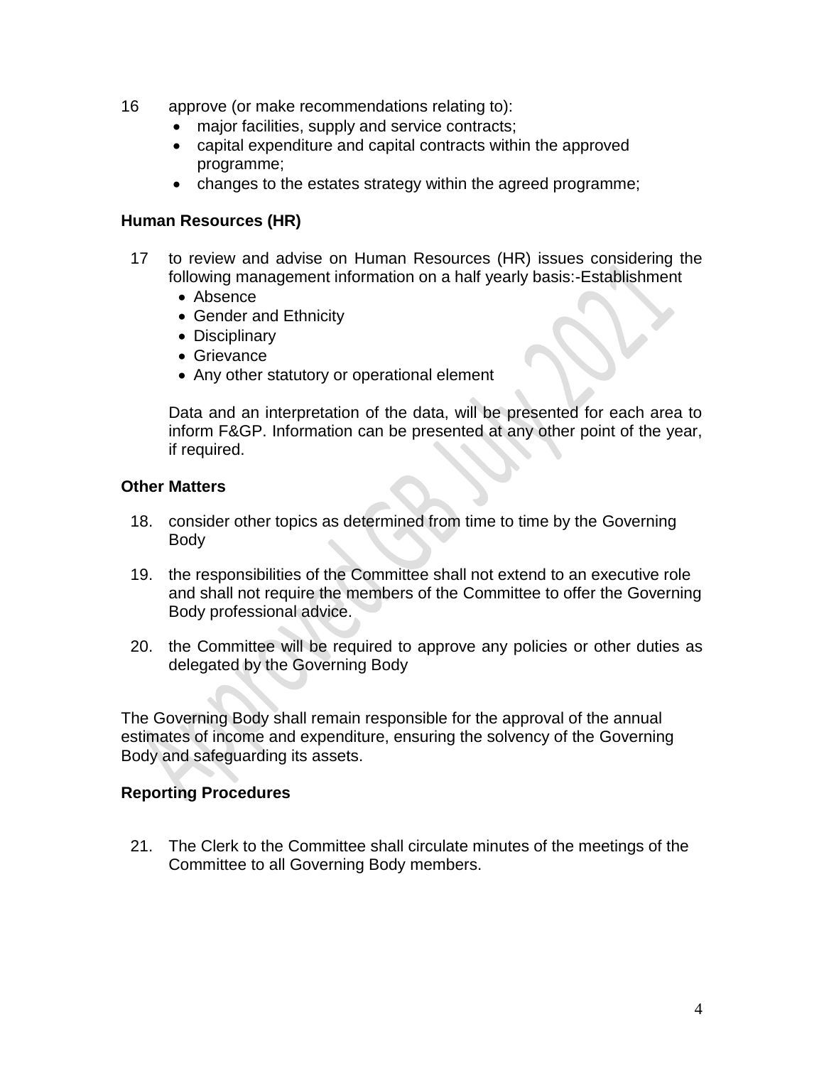16 approve (or make recommendations relating to):
   - major facilities, supply and service contracts;
   - capital expenditure and capital contracts within the approved programme;
   - changes to the estates strategy within the agreed programme;

**Human Resources (HR)**

17 to review and advise on Human Resources (HR) issues considering the following management information on a half yearly basis:-Establishment
   - Absence
   - Gender and Ethnicity
   - Disciplinary
   - Grievance
   - Any other statutory or operational element

   Data and an interpretation of the data, will be presented for each area to inform F&GP. Information can be presented at any other point of the year, if required.

**Other Matters**

18. consider other topics as determined from time to time by the Governing Body

19. the responsibilities of the Committee shall not extend to an executive role and shall not require the members of the Committee to offer the Governing Body professional advice.

20. the Committee will be required to approve any policies or other duties as delegated by the Governing Body

The Governing Body shall remain responsible for the approval of the annual estimates of income and expenditure, ensuring the solvency of the Governing Body and safeguarding its assets.

**Reporting Procedures**

21. The Clerk to the Committee shall circulate minutes of the meetings of the Committee to all Governing Body members.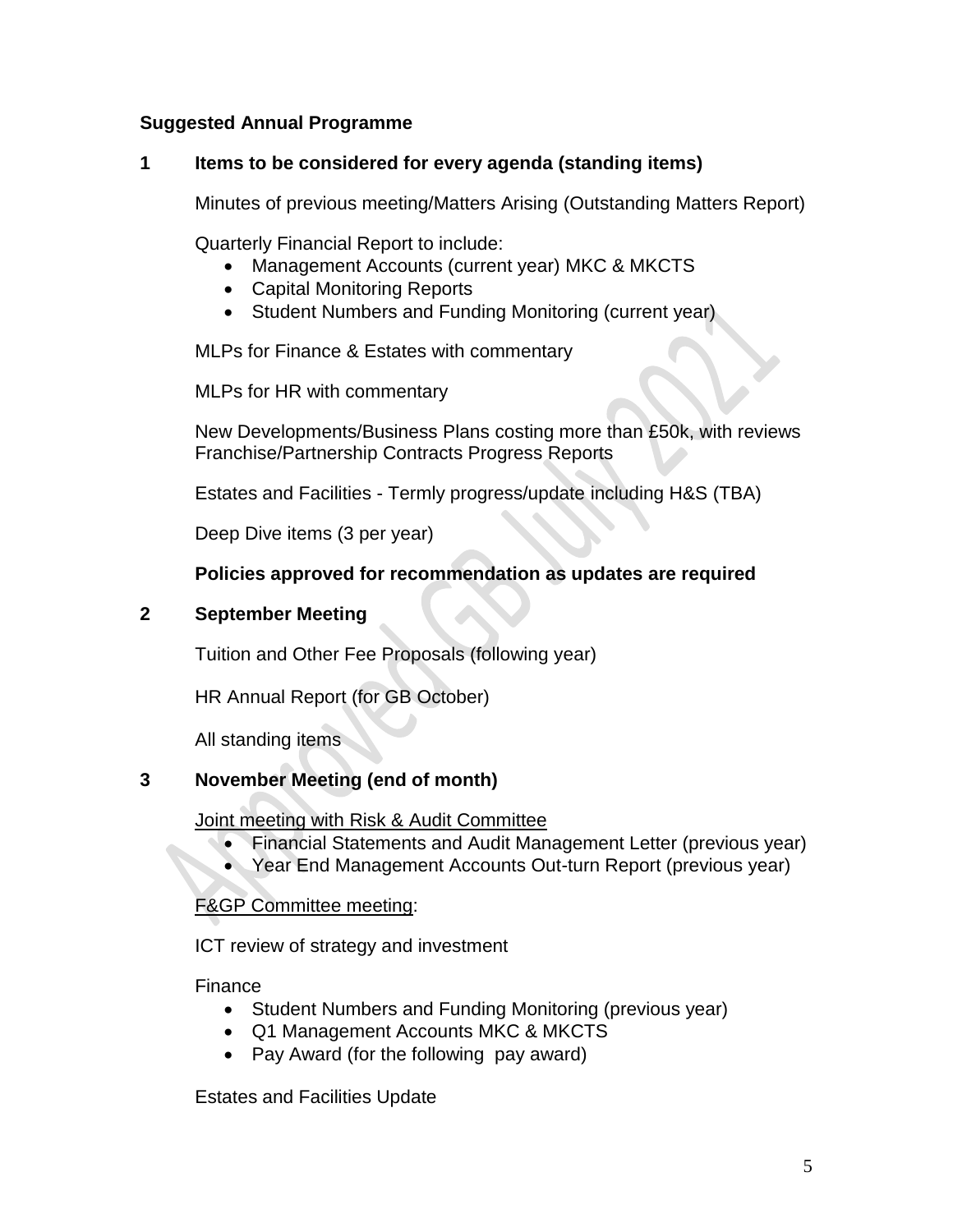**Suggested Annual Programme**

## 1 Items to be considered for every agenda (standing items)

Minutes of previous meeting/Matters Arising (Outstanding Matters Report)

Quarterly Financial Report to include:

- Management Accounts (current year) MKC & MKCTS
- Capital Monitoring Reports
- Student Numbers and Funding Monitoring (current year)

MLPs for Finance & Estates with commentary

MLPs for HR with commentary

New Developments/Business Plans costing more than £50k, with reviews Franchise/Partnership Contracts Progress Reports

Estates and Facilities - Termly progress/update including H&S (TBA)

Deep Dive items (3 per year)

**Policies approved for recommendation as updates are required**

## 2 September Meeting

Tuition and Other Fee Proposals (following year)

HR Annual Report (for GB October)

All standing items

## 3 November Meeting (end of month)

<u>Joint meeting with Risk & Audit Committee</u>

- Financial Statements and Audit Management Letter (previous year)
- Year End Management Accounts Out-turn Report (previous year)

<u>F&GP Committee meeting</u>:

ICT review of strategy and investment

Finance

- Student Numbers and Funding Monitoring (previous year)
- Q1 Management Accounts MKC & MKCTS
- Pay Award (for the following pay award)

Estates and Facilities Update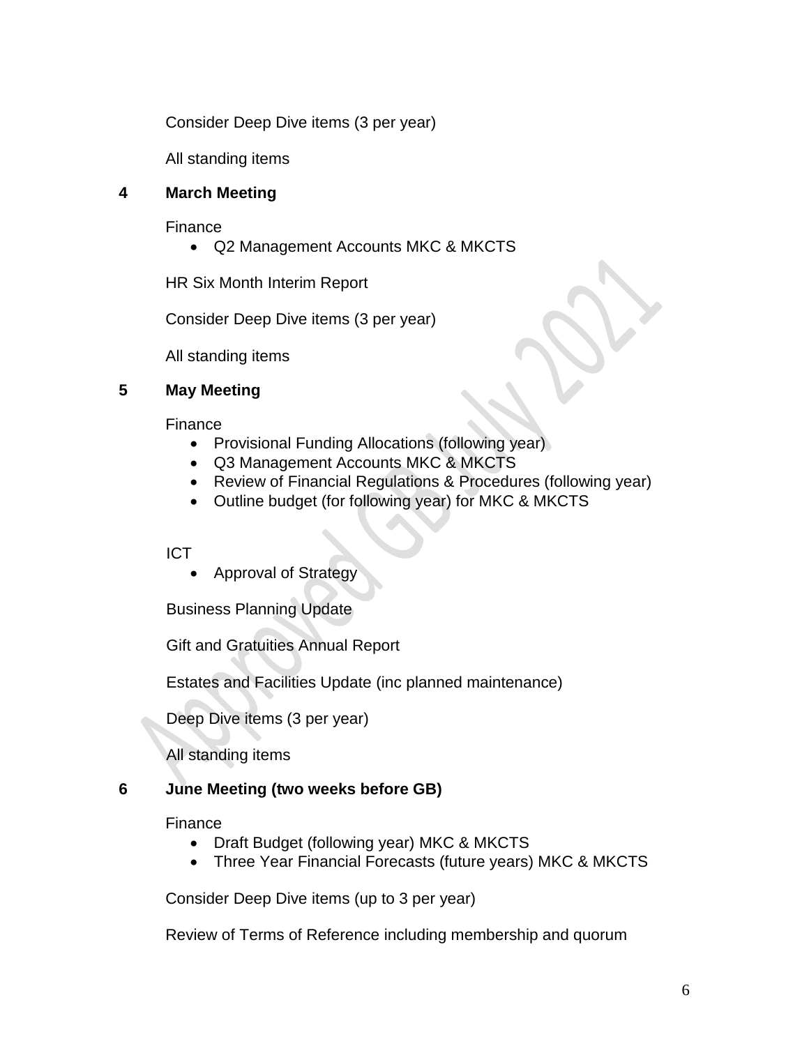Consider Deep Dive items (3 per year)

All standing items

## 4 March Meeting

Finance

- Q2 Management Accounts MKC & MKCTS

HR Six Month Interim Report

Consider Deep Dive items (3 per year)

All standing items

## 5 May Meeting

Finance

- Provisional Funding Allocations (following year)
- Q3 Management Accounts MKC & MKCTS
- Review of Financial Regulations & Procedures (following year)
- Outline budget (for following year) for MKC & MKCTS

ICT

- Approval of Strategy

Business Planning Update

Gift and Gratuities Annual Report

Estates and Facilities Update (inc planned maintenance)

Deep Dive items (3 per year)

All standing items

## 6 June Meeting (two weeks before GB)

Finance

- Draft Budget (following year) MKC & MKCTS
- Three Year Financial Forecasts (future years) MKC & MKCTS

Consider Deep Dive items (up to 3 per year)

Review of Terms of Reference including membership and quorum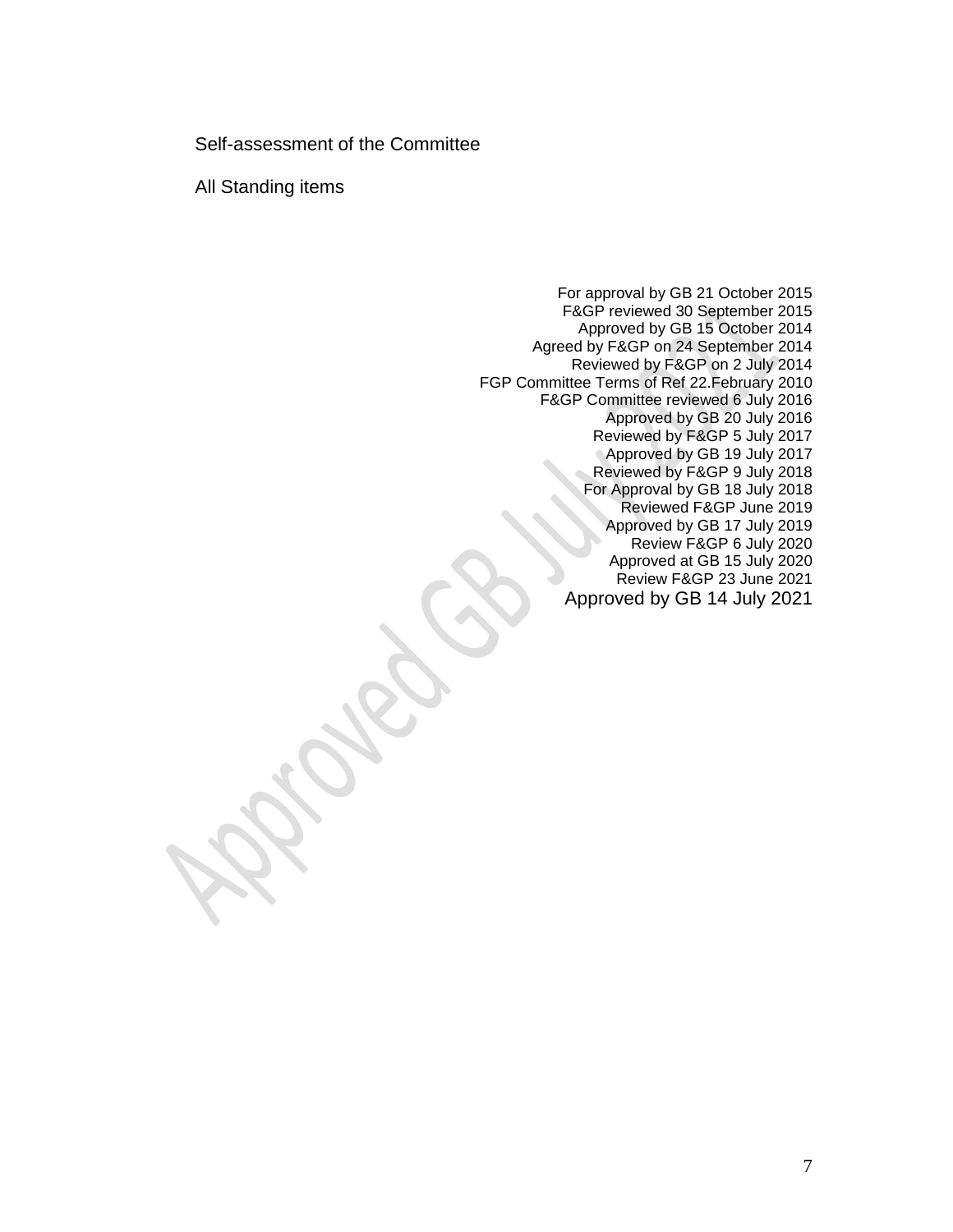Self-assessment of the Committee

All Standing items

For approval by GB 21 October 2015
F&GP reviewed 30 September 2015
Approved by GB 15 October 2014
Agreed by F&GP on 24 September 2014
Reviewed by F&GP on 2 July 2014
FGP Committee Terms of Ref 22.February 2010
F&GP Committee reviewed 6 July 2016
Approved by GB 20 July 2016
Reviewed by F&GP 5 July 2017
Approved by GB 19 July 2017
Reviewed by F&GP 9 July 2018
For Approval by GB 18 July 2018
Reviewed F&GP June 2019
Approved by GB 17 July 2019
Review F&GP 6 July 2020
Approved at GB 15 July 2020
Review F&GP 23 June 2021
Approved by GB 14 July 2021